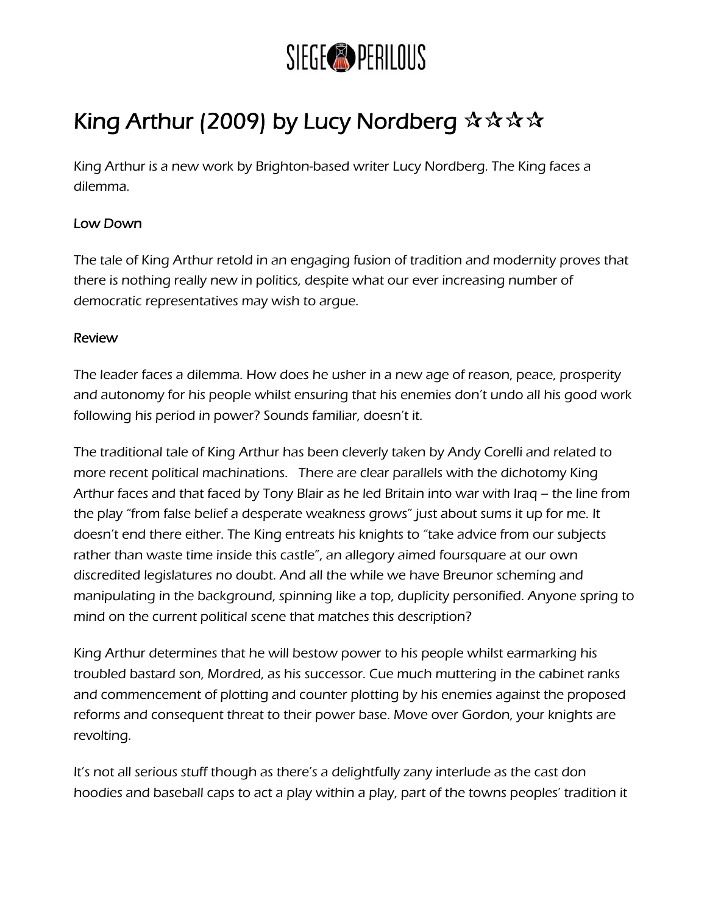# King Arthur (2009) by Lucy Nordberg ☆☆☆☆

King Arthur is a new work by Brighton-based writer Lucy Nordberg. The King faces a dilemma.

## Low Down

The tale of King Arthur retold in an engaging fusion of tradition and modernity proves that there is nothing really new in politics, despite what our ever increasing number of democratic representatives may wish to argue.

## Review

The leader faces a dilemma. How does he usher in a new age of reason, peace, prosperity and autonomy for his people whilst ensuring that his enemies don't undo all his good work following his period in power? Sounds familiar, doesn't it.

The traditional tale of King Arthur has been cleverly taken by Andy Corelli and related to more recent political machinations. There are clear parallels with the dichotomy King Arthur faces and that faced by Tony Blair as he led Britain into war with Iraq – the line from the play "from false belief a desperate weakness grows" just about sums it up for me. It doesn't end there either. The King entreats his knights to "take advice from our subjects rather than waste time inside this castle", an allegory aimed foursquare at our own discredited legislatures no doubt. And all the while we have Breunor scheming and manipulating in the background, spinning like a top, duplicity personified. Anyone spring to mind on the current political scene that matches this description?

King Arthur determines that he will bestow power to his people whilst earmarking his troubled bastard son, Mordred, as his successor. Cue much muttering in the cabinet ranks and commencement of plotting and counter plotting by his enemies against the proposed reforms and consequent threat to their power base. Move over Gordon, your knights are revolting.

It's not all serious stuff though as there's a delightfully zany interlude as the cast don hoodies and baseball caps to act a play within a play, part of the towns peoples' tradition it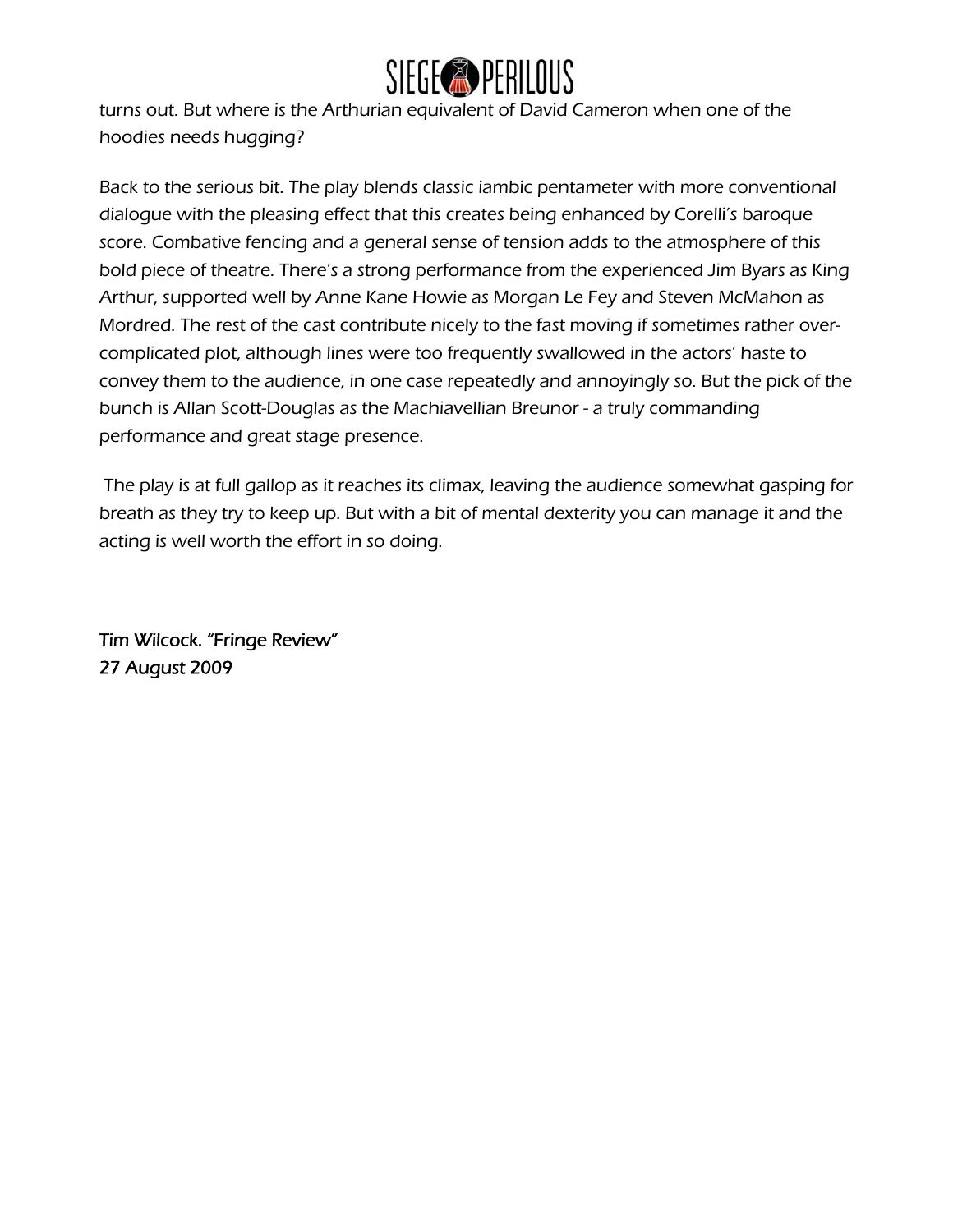turns out. But where is the Arthurian equivalent of David Cameron when one of the hoodies needs hugging?

Back to the serious bit. The play blends classic iambic pentameter with more conventional dialogue with the pleasing effect that this creates being enhanced by Corelli's baroque score. Combative fencing and a general sense of tension adds to the atmosphere of this bold piece of theatre. There's a strong performance from the experienced Jim Byars as King Arthur, supported well by Anne Kane Howie as Morgan Le Fey and Steven McMahon as Mordred. The rest of the cast contribute nicely to the fast moving if sometimes rather over-complicated plot, although lines were too frequently swallowed in the actors' haste to convey them to the audience, in one case repeatedly and annoyingly so. But the pick of the bunch is Allan Scott-Douglas as the Machiavellian Breunor - a truly commanding performance and great stage presence.

The play is at full gallop as it reaches its climax, leaving the audience somewhat gasping for breath as they try to keep up. But with a bit of mental dexterity you can manage it and the acting is well worth the effort in so doing.

Tim Wilcock. "Fringe Review"
27 August 2009